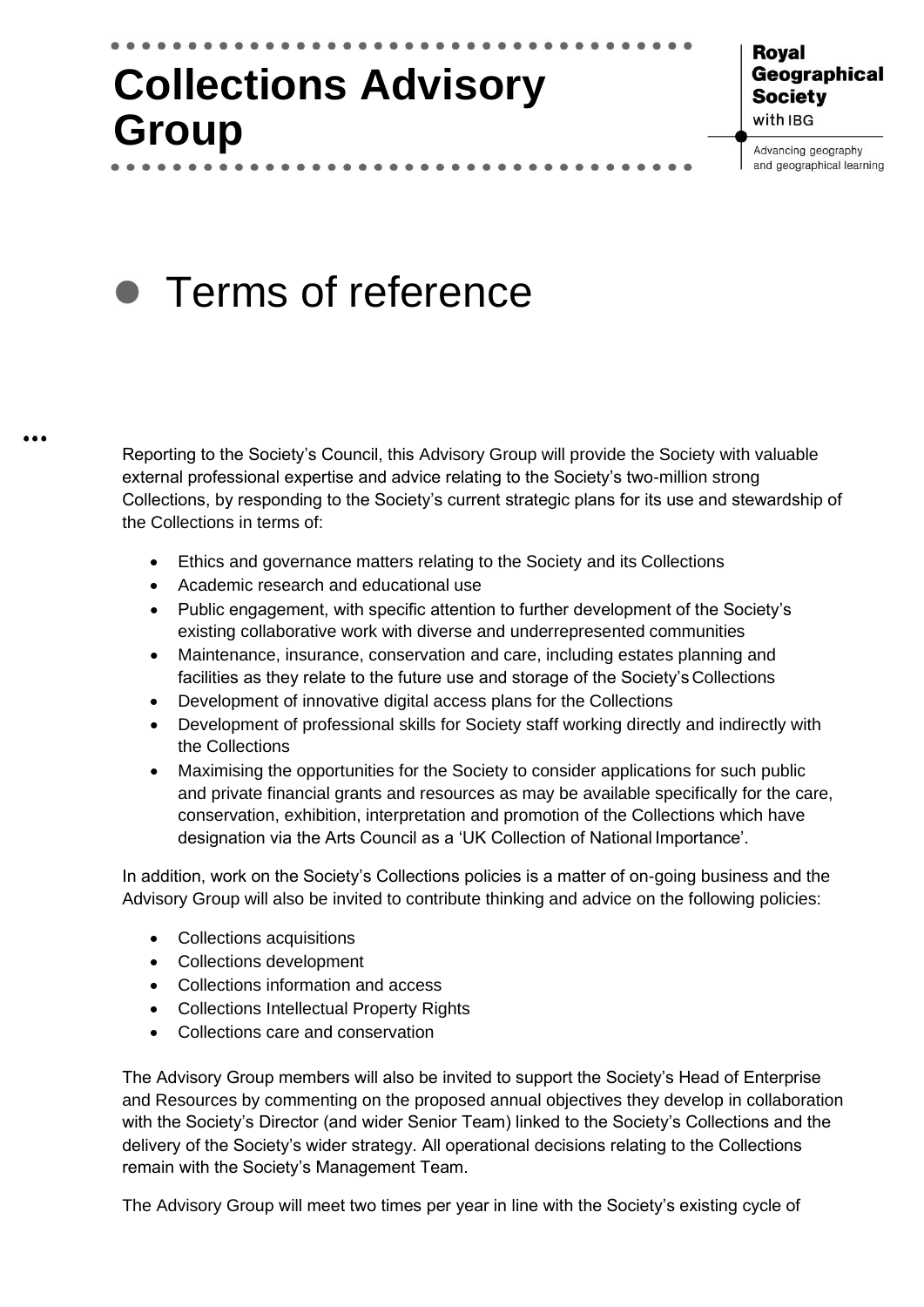# Collections Advisory Group

Royal Geographical Society with IBG

Advancing geography and geographical learning

## Terms of reference

Reporting to the Society's Council, this Advisory Group will provide the Society with valuable external professional expertise and advice relating to the Society's two-million strong Collections, by responding to the Society's current strategic plans for its use and stewardship of the Collections in terms of:

- Ethics and governance matters relating to the Society and its Collections
- Academic research and educational use
- Public engagement, with specific attention to further development of the Society's existing collaborative work with diverse and underrepresented communities
- Maintenance, insurance, conservation and care, including estates planning and facilities as they relate to the future use and storage of the Society's Collections
- Development of innovative digital access plans for the Collections
- Development of professional skills for Society staff working directly and indirectly with the Collections
- Maximising the opportunities for the Society to consider applications for such public and private financial grants and resources as may be available specifically for the care, conservation, exhibition, interpretation and promotion of the Collections which have designation via the Arts Council as a 'UK Collection of National Importance'.

In addition, work on the Society's Collections policies is a matter of on-going business and the Advisory Group will also be invited to contribute thinking and advice on the following policies:

- Collections acquisitions
- Collections development
- Collections information and access
- Collections Intellectual Property Rights
- Collections care and conservation

The Advisory Group members will also be invited to support the Society's Head of Enterprise and Resources by commenting on the proposed annual objectives they develop in collaboration with the Society's Director (and wider Senior Team) linked to the Society's Collections and the delivery of the Society's wider strategy. All operational decisions relating to the Collections remain with the Society's Management Team.

The Advisory Group will meet two times per year in line with the Society's existing cycle of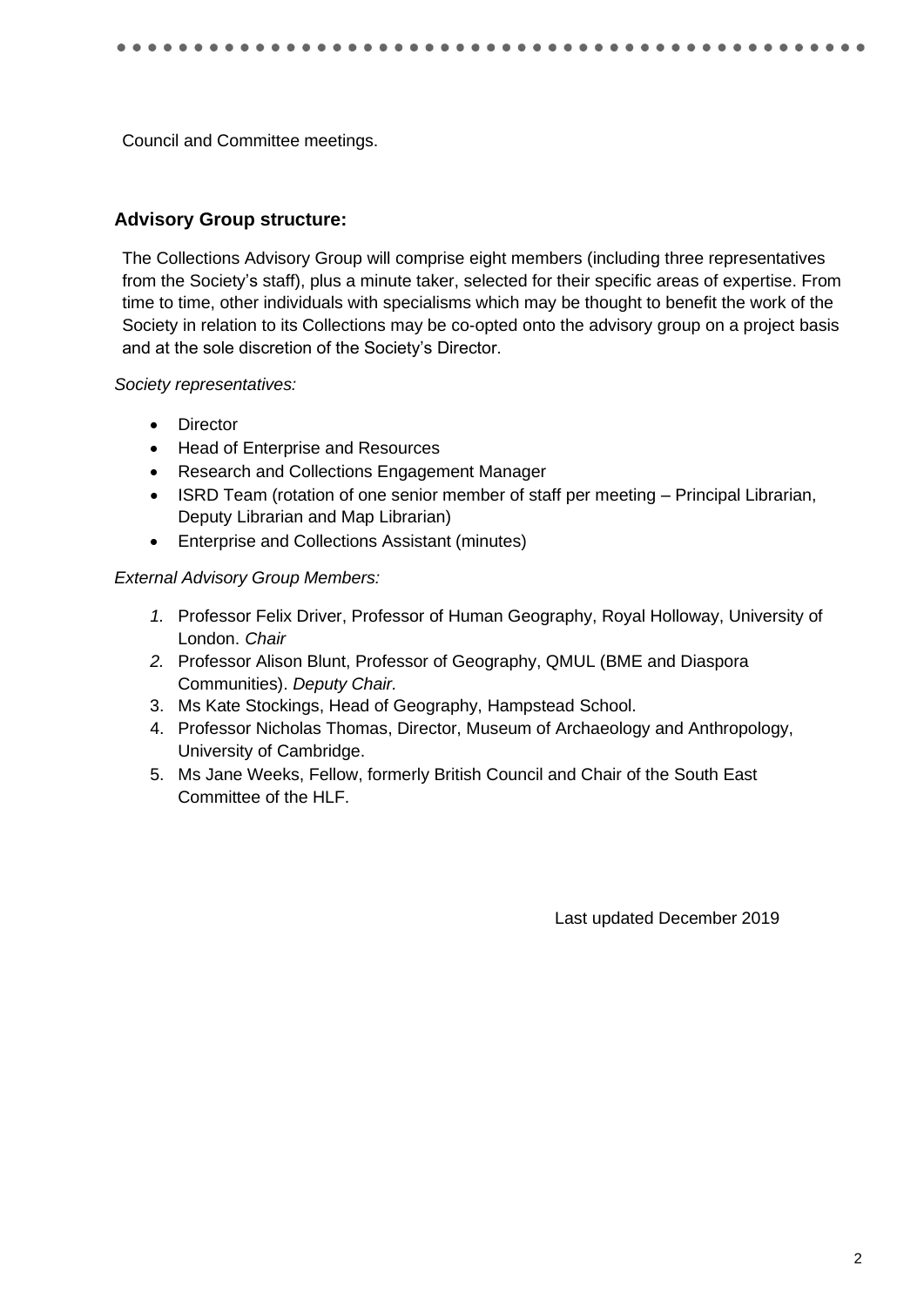Council and Committee meetings.

## Advisory Group structure:

The Collections Advisory Group will comprise eight members (including three representatives from the Society's staff), plus a minute taker, selected for their specific areas of expertise. From time to time, other individuals with specialisms which may be thought to benefit the work of the Society in relation to its Collections may be co-opted onto the advisory group on a project basis and at the sole discretion of the Society's Director.

*Society representatives:*

- Director
- Head of Enterprise and Resources
- Research and Collections Engagement Manager
- ISRD Team (rotation of one senior member of staff per meeting – Principal Librarian, Deputy Librarian and Map Librarian)
- Enterprise and Collections Assistant (minutes)

*External Advisory Group Members:*

1. Professor Felix Driver, Professor of Human Geography, Royal Holloway, University of London. *Chair*
2. Professor Alison Blunt, Professor of Geography, QMUL (BME and Diaspora Communities). *Deputy Chair.*
3. Ms Kate Stockings, Head of Geography, Hampstead School.
4. Professor Nicholas Thomas, Director, Museum of Archaeology and Anthropology, University of Cambridge.
5. Ms Jane Weeks, Fellow, formerly British Council and Chair of the South East Committee of the HLF.

Last updated December 2019